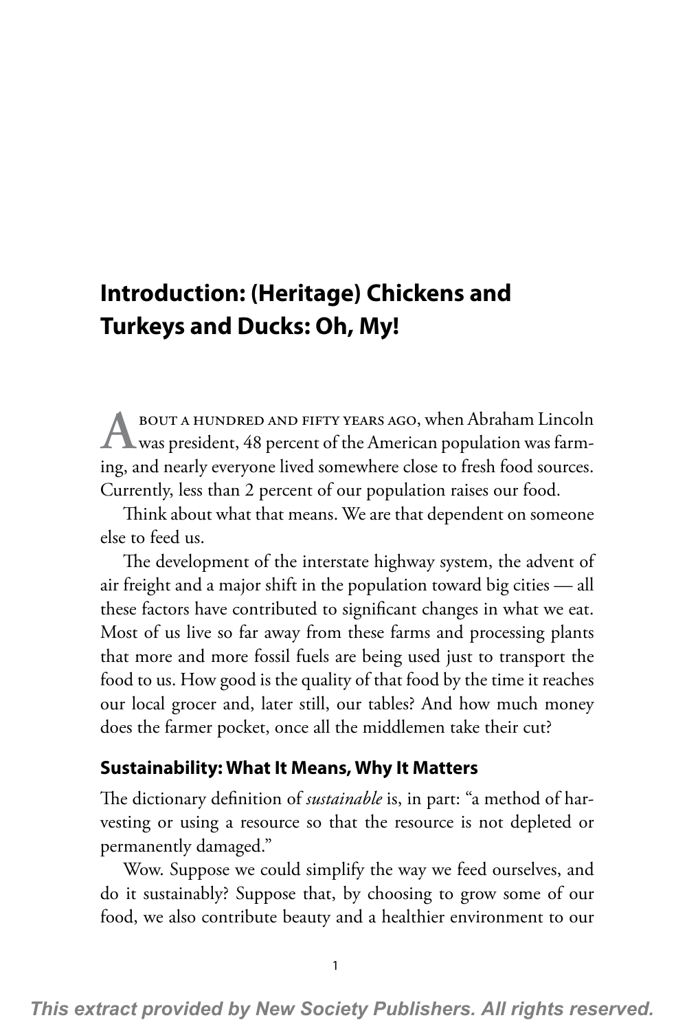# Introduction: (Heritage) Chickens and Turkeys and Ducks: Oh, My!

About a hundred and fifty years ago, when Abraham Lincoln was president, 48 percent of the American population was farming, and nearly everyone lived somewhere close to fresh food sources. Currently, less than 2 percent of our population raises our food.

Think about what that means. We are that dependent on someone else to feed us.

The development of the interstate highway system, the advent of air freight and a major shift in the population toward big cities — all these factors have contributed to significant changes in what we eat. Most of us live so far away from these farms and processing plants that more and more fossil fuels are being used just to transport the food to us. How good is the quality of that food by the time it reaches our local grocer and, later still, our tables? And how much money does the farmer pocket, once all the middlemen take their cut?

## Sustainability: What It Means, Why It Matters

The dictionary definition of *sustainable* is, in part: "a method of harvesting or using a resource so that the resource is not depleted or permanently damaged."

Wow. Suppose we could simplify the way we feed ourselves, and do it sustainably? Suppose that, by choosing to grow some of our food, we also contribute beauty and a healthier environment to our

This extract provided by New Society Publishers. All rights reserved.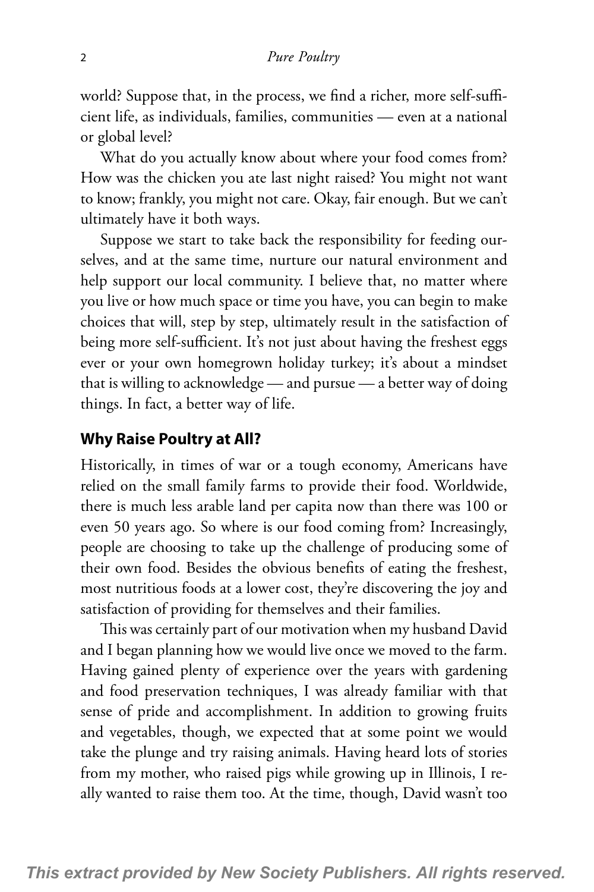world? Suppose that, in the process, we find a richer, more self-sufficient life, as individuals, families, communities — even at a national or global level?

What do you actually know about where your food comes from? How was the chicken you ate last night raised? You might not want to know; frankly, you might not care. Okay, fair enough. But we can't ultimately have it both ways.

Suppose we start to take back the responsibility for feeding ourselves, and at the same time, nurture our natural environment and help support our local community. I believe that, no matter where you live or how much space or time you have, you can begin to make choices that will, step by step, ultimately result in the satisfaction of being more self-sufficient. It's not just about having the freshest eggs ever or your own homegrown holiday turkey; it's about a mindset that is willing to acknowledge — and pursue — a better way of doing things. In fact, a better way of life.

### Why Raise Poultry at All?

Historically, in times of war or a tough economy, Americans have relied on the small family farms to provide their food. Worldwide, there is much less arable land per capita now than there was 100 or even 50 years ago. So where is our food coming from? Increasingly, people are choosing to take up the challenge of producing some of their own food. Besides the obvious benefits of eating the freshest, most nutritious foods at a lower cost, they're discovering the joy and satisfaction of providing for themselves and their families.

This was certainly part of our motivation when my husband David and I began planning how we would live once we moved to the farm. Having gained plenty of experience over the years with gardening and food preservation techniques, I was already familiar with that sense of pride and accomplishment. In addition to growing fruits and vegetables, though, we expected that at some point we would take the plunge and try raising animals. Having heard lots of stories from my mother, who raised pigs while growing up in Illinois, I really wanted to raise them too. At the time, though, David wasn't too

*This extract provided by New Society Publishers. All rights reserved.*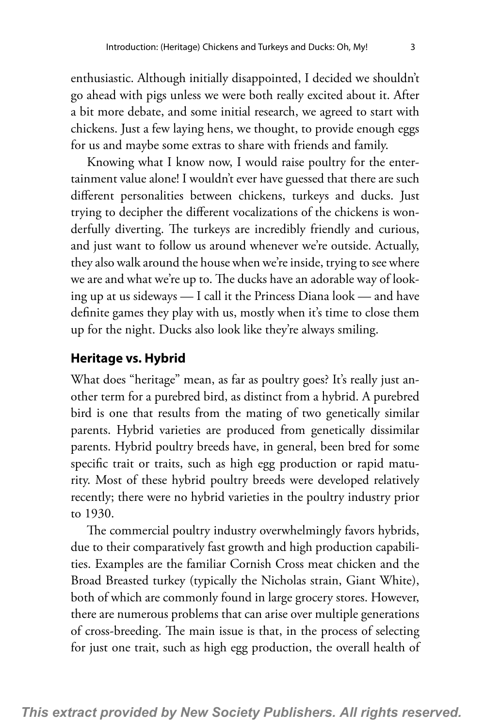enthusiastic. Although initially disappointed, I decided we shouldn't go ahead with pigs unless we were both really excited about it. After a bit more debate, and some initial research, we agreed to start with chickens. Just a few laying hens, we thought, to provide enough eggs for us and maybe some extras to share with friends and family.

Knowing what I know now, I would raise poultry for the entertainment value alone! I wouldn't ever have guessed that there are such different personalities between chickens, turkeys and ducks. Just trying to decipher the different vocalizations of the chickens is wonderfully diverting. The turkeys are incredibly friendly and curious, and just want to follow us around whenever we're outside. Actually, they also walk around the house when we're inside, trying to see where we are and what we're up to. The ducks have an adorable way of looking up at us sideways — I call it the Princess Diana look — and have definite games they play with us, mostly when it's time to close them up for the night. Ducks also look like they're always smiling.

## Heritage vs. Hybrid

What does "heritage" mean, as far as poultry goes? It's really just another term for a purebred bird, as distinct from a hybrid. A purebred bird is one that results from the mating of two genetically similar parents. Hybrid varieties are produced from genetically dissimilar parents. Hybrid poultry breeds have, in general, been bred for some specific trait or traits, such as high egg production or rapid maturity. Most of these hybrid poultry breeds were developed relatively recently; there were no hybrid varieties in the poultry industry prior to 1930.

The commercial poultry industry overwhelmingly favors hybrids, due to their comparatively fast growth and high production capabilities. Examples are the familiar Cornish Cross meat chicken and the Broad Breasted turkey (typically the Nicholas strain, Giant White), both of which are commonly found in large grocery stores. However, there are numerous problems that can arise over multiple generations of cross-breeding. The main issue is that, in the process of selecting for just one trait, such as high egg production, the overall health of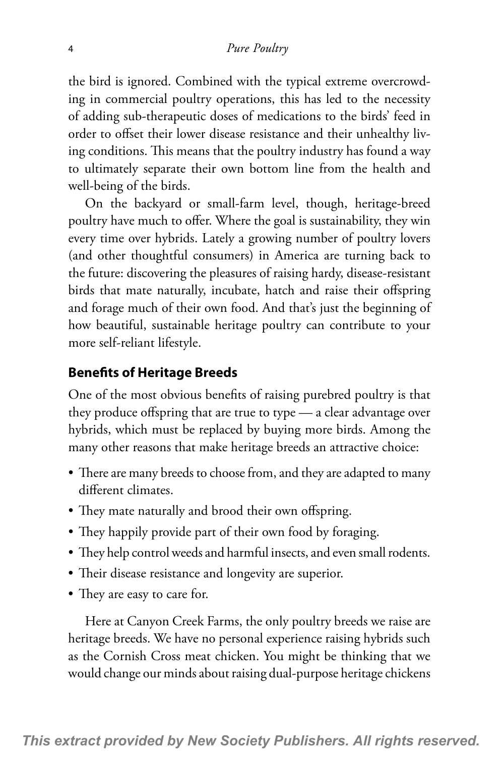the bird is ignored. Combined with the typical extreme overcrowding in commercial poultry operations, this has led to the necessity of adding sub-therapeutic doses of medications to the birds' feed in order to offset their lower disease resistance and their unhealthy living conditions. This means that the poultry industry has found a way to ultimately separate their own bottom line from the health and well-being of the birds.

On the backyard or small-farm level, though, heritage-breed poultry have much to offer. Where the goal is sustainability, they win every time over hybrids. Lately a growing number of poultry lovers (and other thoughtful consumers) in America are turning back to the future: discovering the pleasures of raising hardy, disease-resistant birds that mate naturally, incubate, hatch and raise their offspring and forage much of their own food. And that's just the beginning of how beautiful, sustainable heritage poultry can contribute to your more self-reliant lifestyle.

## Benefits of Heritage Breeds

One of the most obvious benefits of raising purebred poultry is that they produce offspring that are true to type — a clear advantage over hybrids, which must be replaced by buying more birds. Among the many other reasons that make heritage breeds an attractive choice:

- There are many breeds to choose from, and they are adapted to many different climates.
- They mate naturally and brood their own offspring.
- They happily provide part of their own food by foraging.
- They help control weeds and harmful insects, and even small rodents.
- Their disease resistance and longevity are superior.
- They are easy to care for.

Here at Canyon Creek Farms, the only poultry breeds we raise are heritage breeds. We have no personal experience raising hybrids such as the Cornish Cross meat chicken. You might be thinking that we would change our minds about raising dual-purpose heritage chickens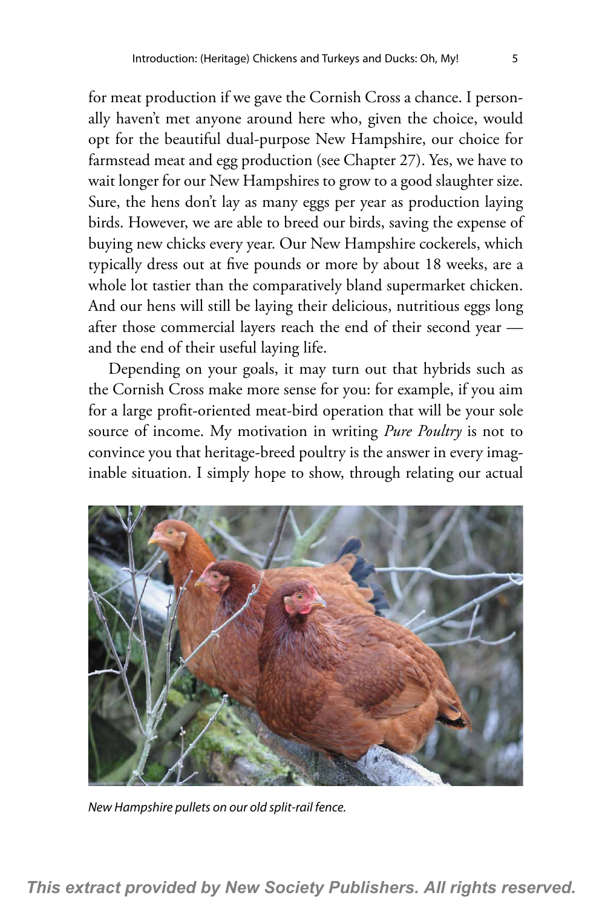for meat production if we gave the Cornish Cross a chance. I personally haven't met anyone around here who, given the choice, would opt for the beautiful dual-purpose New Hampshire, our choice for farmstead meat and egg production (see Chapter 27). Yes, we have to wait longer for our New Hampshires to grow to a good slaughter size. Sure, the hens don't lay as many eggs per year as production laying birds. However, we are able to breed our birds, saving the expense of buying new chicks every year. Our New Hampshire cockerels, which typically dress out at five pounds or more by about 18 weeks, are a whole lot tastier than the comparatively bland supermarket chicken. And our hens will still be laying their delicious, nutritious eggs long after those commercial layers reach the end of their second year — and the end of their useful laying life.

Depending on your goals, it may turn out that hybrids such as the Cornish Cross make more sense for you: for example, if you aim for a large profit-oriented meat-bird operation that will be your sole source of income. My motivation in writing *Pure Poultry* is not to convince you that heritage-breed poultry is the answer in every imaginable situation. I simply hope to show, through relating our actual

*New Hampshire pullets on our old split-rail fence.*

**This extract provided by New Society Publishers. All rights reserved.**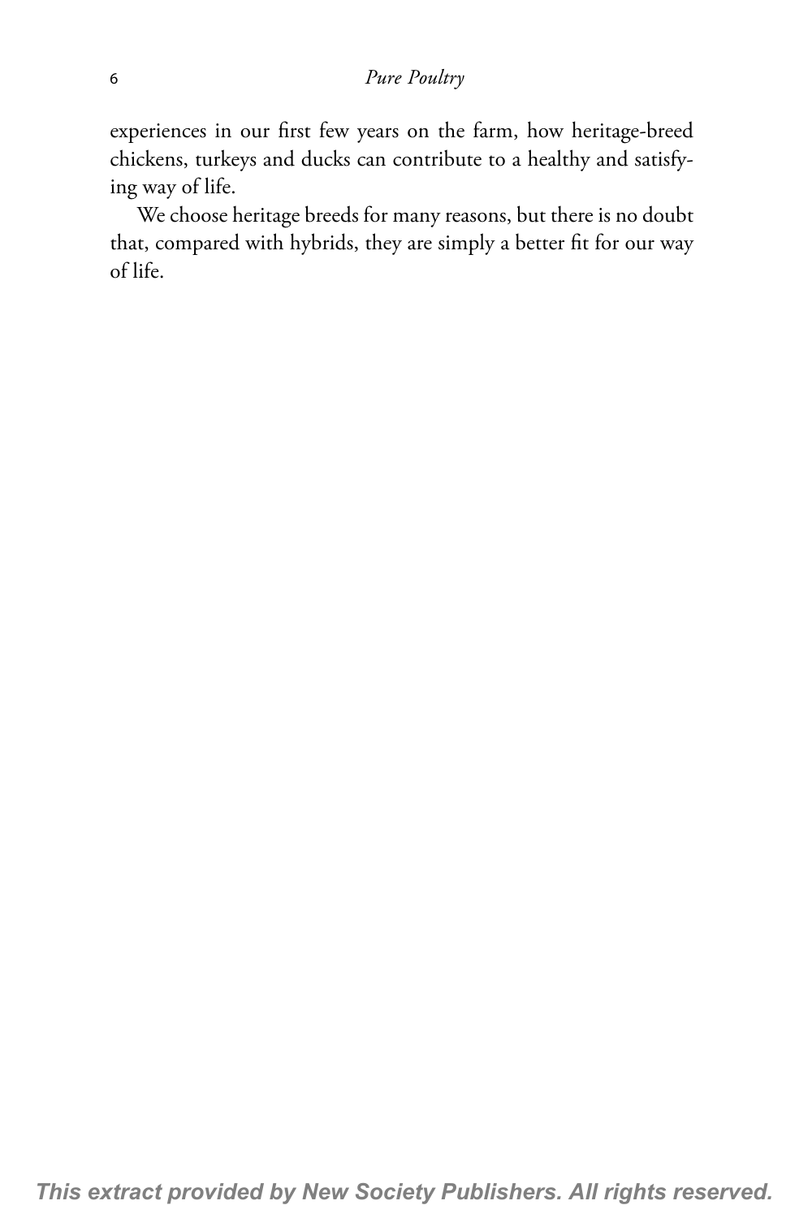experiences in our first few years on the farm, how heritage-breed chickens, turkeys and ducks can contribute to a healthy and satisfying way of life.

We choose heritage breeds for many reasons, but there is no doubt that, compared with hybrids, they are simply a better fit for our way of life.

***This extract provided by New Society Publishers. All rights reserved.***